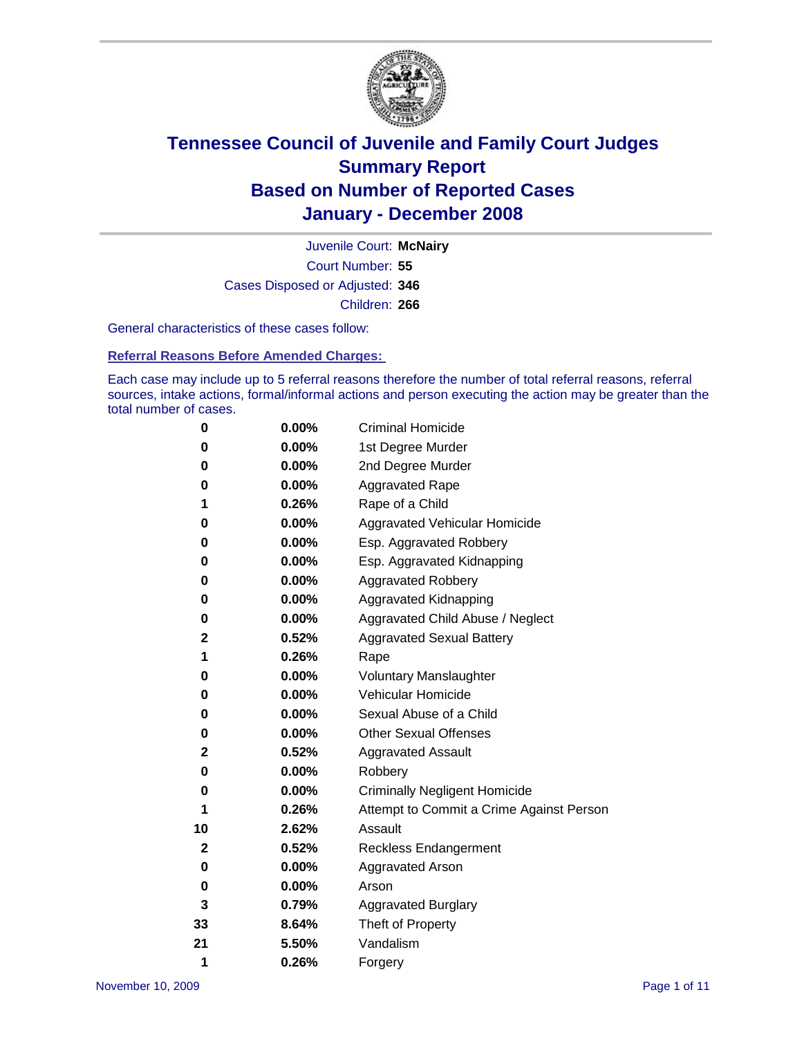# Tennessee Council of Juvenile and Family Court Judges
## Summary Report
## Based on Number of Reported Cases
## January - December 2008

Juvenile Court: **McNairy**
Court Number: **55**
Cases Disposed or Adjusted: **346**
Children: **266**

General characteristics of these cases follow:

### Referral Reasons Before Amended Charges:

Each case may include up to 5 referral reasons therefore the number of total referral reasons, referral sources, intake actions, formal/informal actions and person executing the action may be greater than the total number of cases.

| Count | Percent | Referral Reason |
|---|---|---|
| 0 | 0.00% | Criminal Homicide |
| 0 | 0.00% | 1st Degree Murder |
| 0 | 0.00% | 2nd Degree Murder |
| 0 | 0.00% | Aggravated Rape |
| 1 | 0.26% | Rape of a Child |
| 0 | 0.00% | Aggravated Vehicular Homicide |
| 0 | 0.00% | Esp. Aggravated Robbery |
| 0 | 0.00% | Esp. Aggravated Kidnapping |
| 0 | 0.00% | Aggravated Robbery |
| 0 | 0.00% | Aggravated Kidnapping |
| 0 | 0.00% | Aggravated Child Abuse / Neglect |
| 2 | 0.52% | Aggravated Sexual Battery |
| 1 | 0.26% | Rape |
| 0 | 0.00% | Voluntary Manslaughter |
| 0 | 0.00% | Vehicular Homicide |
| 0 | 0.00% | Sexual Abuse of a Child |
| 0 | 0.00% | Other Sexual Offenses |
| 2 | 0.52% | Aggravated Assault |
| 0 | 0.00% | Robbery |
| 0 | 0.00% | Criminally Negligent Homicide |
| 1 | 0.26% | Attempt to Commit a Crime Against Person |
| 10 | 2.62% | Assault |
| 2 | 0.52% | Reckless Endangerment |
| 0 | 0.00% | Aggravated Arson |
| 0 | 0.00% | Arson |
| 3 | 0.79% | Aggravated Burglary |
| 33 | 8.64% | Theft of Property |
| 21 | 5.50% | Vandalism |
| 1 | 0.26% | Forgery |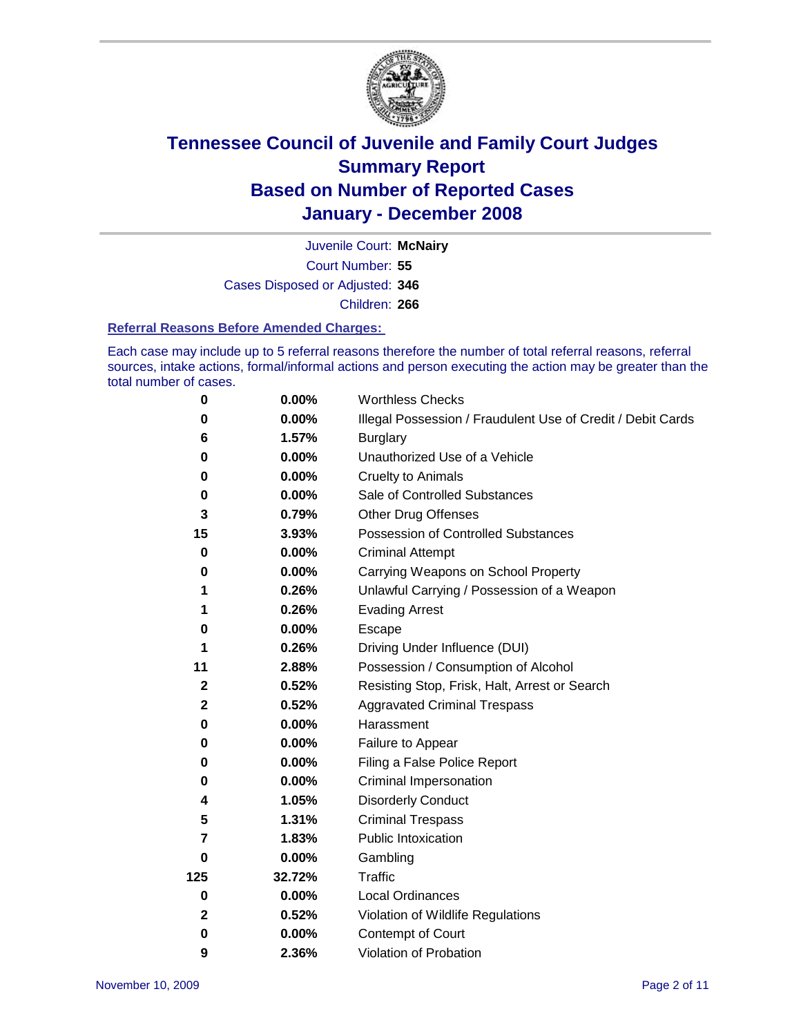# Tennessee Council of Juvenile and Family Court Judges
## Summary Report
## Based on Number of Reported Cases
## January - December 2008

Juvenile Court: **McNairy**

Court Number: **55**

Cases Disposed or Adjusted: **346**

Children: **266**

### Referral Reasons Before Amended Charges:

Each case may include up to 5 referral reasons therefore the number of total referral reasons, referral sources, intake actions, formal/informal actions and person executing the action may be greater than the total number of cases.

| Count | Percent | Referral Reason |
|---|---|---|
| 0 | 0.00% | Worthless Checks |
| 0 | 0.00% | Illegal Possession / Fraudulent Use of Credit / Debit Cards |
| 6 | 1.57% | Burglary |
| 0 | 0.00% | Unauthorized Use of a Vehicle |
| 0 | 0.00% | Cruelty to Animals |
| 0 | 0.00% | Sale of Controlled Substances |
| 3 | 0.79% | Other Drug Offenses |
| 15 | 3.93% | Possession of Controlled Substances |
| 0 | 0.00% | Criminal Attempt |
| 0 | 0.00% | Carrying Weapons on School Property |
| 1 | 0.26% | Unlawful Carrying / Possession of a Weapon |
| 1 | 0.26% | Evading Arrest |
| 0 | 0.00% | Escape |
| 1 | 0.26% | Driving Under Influence (DUI) |
| 11 | 2.88% | Possession / Consumption of Alcohol |
| 2 | 0.52% | Resisting Stop, Frisk, Halt, Arrest or Search |
| 2 | 0.52% | Aggravated Criminal Trespass |
| 0 | 0.00% | Harassment |
| 0 | 0.00% | Failure to Appear |
| 0 | 0.00% | Filing a False Police Report |
| 0 | 0.00% | Criminal Impersonation |
| 4 | 1.05% | Disorderly Conduct |
| 5 | 1.31% | Criminal Trespass |
| 7 | 1.83% | Public Intoxication |
| 0 | 0.00% | Gambling |
| 125 | 32.72% | Traffic |
| 0 | 0.00% | Local Ordinances |
| 2 | 0.52% | Violation of Wildlife Regulations |
| 0 | 0.00% | Contempt of Court |
| 9 | 2.36% | Violation of Probation |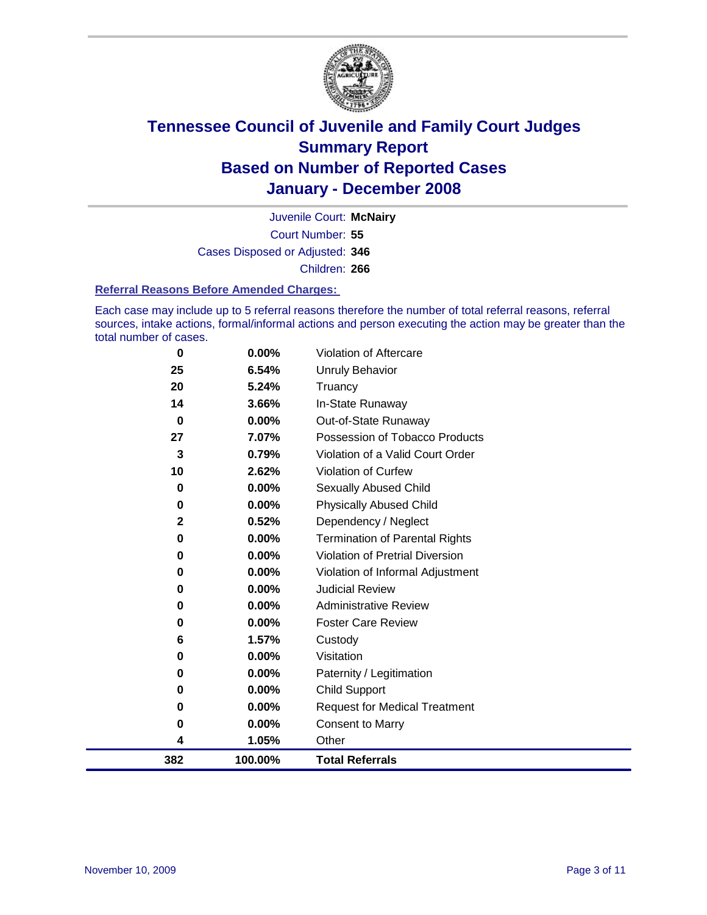# Tennessee Council of Juvenile and Family Court Judges
## Summary Report
## Based on Number of Reported Cases
## January - December 2008

Juvenile Court: **McNairy**

Court Number: **55**

Cases Disposed or Adjusted: **346**

Children: **266**

### Referral Reasons Before Amended Charges:

Each case may include up to 5 referral reasons therefore the number of total referral reasons, referral sources, intake actions, formal/informal actions and person executing the action may be greater than the total number of cases.

| | | |
|---|---|---|
| 0 | 0.00% | Violation of Aftercare |
| 25 | 6.54% | Unruly Behavior |
| 20 | 5.24% | Truancy |
| 14 | 3.66% | In-State Runaway |
| 0 | 0.00% | Out-of-State Runaway |
| 27 | 7.07% | Possession of Tobacco Products |
| 3 | 0.79% | Violation of a Valid Court Order |
| 10 | 2.62% | Violation of Curfew |
| 0 | 0.00% | Sexually Abused Child |
| 0 | 0.00% | Physically Abused Child |
| 2 | 0.52% | Dependency / Neglect |
| 0 | 0.00% | Termination of Parental Rights |
| 0 | 0.00% | Violation of Pretrial Diversion |
| 0 | 0.00% | Violation of Informal Adjustment |
| 0 | 0.00% | Judicial Review |
| 0 | 0.00% | Administrative Review |
| 0 | 0.00% | Foster Care Review |
| 6 | 1.57% | Custody |
| 0 | 0.00% | Visitation |
| 0 | 0.00% | Paternity / Legitimation |
| 0 | 0.00% | Child Support |
| 0 | 0.00% | Request for Medical Treatment |
| 0 | 0.00% | Consent to Marry |
| 4 | 1.05% | Other |
| **382** | **100.00%** | **Total Referrals** |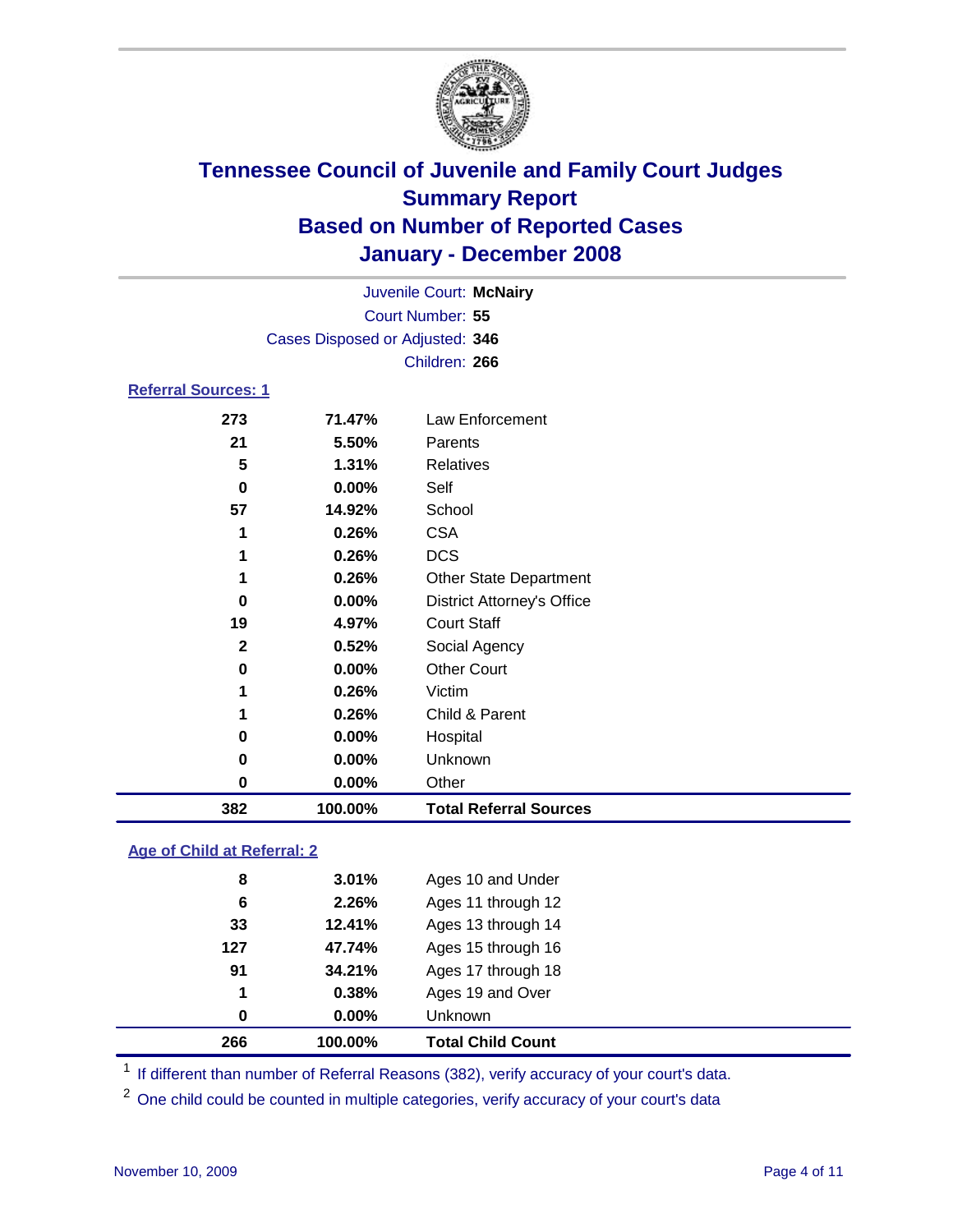# Tennessee Council of Juvenile and Family Court Judges
## Summary Report
## Based on Number of Reported Cases
## January - December 2008

Juvenile Court: **McNairy**
Court Number: **55**
Cases Disposed or Adjusted: **346**
Children: **266**

### Referral Sources: 1

| | | |
|---|---|---|
| 273 | 71.47% | Law Enforcement |
| 21 | 5.50% | Parents |
| 5 | 1.31% | Relatives |
| 0 | 0.00% | Self |
| 57 | 14.92% | School |
| 1 | 0.26% | CSA |
| 1 | 0.26% | DCS |
| 1 | 0.26% | Other State Department |
| 0 | 0.00% | District Attorney's Office |
| 19 | 4.97% | Court Staff |
| 2 | 0.52% | Social Agency |
| 0 | 0.00% | Other Court |
| 1 | 0.26% | Victim |
| 1 | 0.26% | Child & Parent |
| 0 | 0.00% | Hospital |
| 0 | 0.00% | Unknown |
| 0 | 0.00% | Other |
| **382** | **100.00%** | **Total Referral Sources** |

### Age of Child at Referral: 2

| | | |
|---|---|---|
| 8 | 3.01% | Ages 10 and Under |
| 6 | 2.26% | Ages 11 through 12 |
| 33 | 12.41% | Ages 13 through 14 |
| 127 | 47.74% | Ages 15 through 16 |
| 91 | 34.21% | Ages 17 through 18 |
| 1 | 0.38% | Ages 19 and Over |
| 0 | 0.00% | Unknown |
| **266** | **100.00%** | **Total Child Count** |

[1] If different than number of Referral Reasons (382), verify accuracy of your court's data.

[2] One child could be counted in multiple categories, verify accuracy of your court's data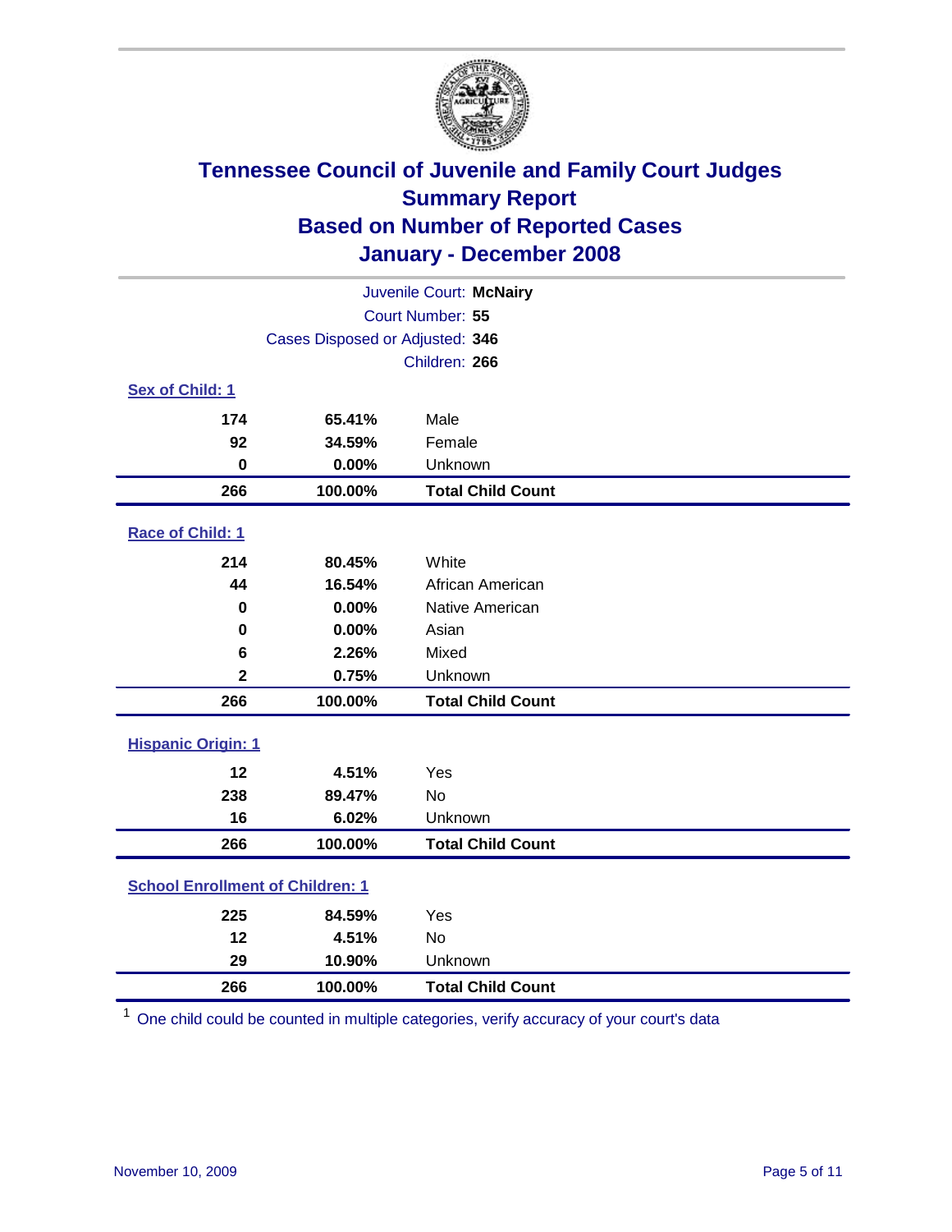# Tennessee Council of Juvenile and Family Court Judges
## Summary Report
## Based on Number of Reported Cases
## January - December 2008

Juvenile Court: **McNairy**
Court Number: **55**
Cases Disposed or Adjusted: **346**
Children: **266**

### Sex of Child: 1

| | | |
|---|---|---|
| 174 | 65.41% | Male |
| 92 | 34.59% | Female |
| 0 | 0.00% | Unknown |
| **266** | **100.00%** | **Total Child Count** |

### Race of Child: 1

| | | |
|---|---|---|
| 214 | 80.45% | White |
| 44 | 16.54% | African American |
| 0 | 0.00% | Native American |
| 0 | 0.00% | Asian |
| 6 | 2.26% | Mixed |
| 2 | 0.75% | Unknown |
| **266** | **100.00%** | **Total Child Count** |

### Hispanic Origin: 1

| | | |
|---|---|---|
| 12 | 4.51% | Yes |
| 238 | 89.47% | No |
| 16 | 6.02% | Unknown |
| **266** | **100.00%** | **Total Child Count** |

### School Enrollment of Children: 1

| | | |
|---|---|---|
| 225 | 84.59% | Yes |
| 12 | 4.51% | No |
| 29 | 10.90% | Unknown |
| **266** | **100.00%** | **Total Child Count** |

[1] One child could be counted in multiple categories, verify accuracy of your court's data

November 10, 2009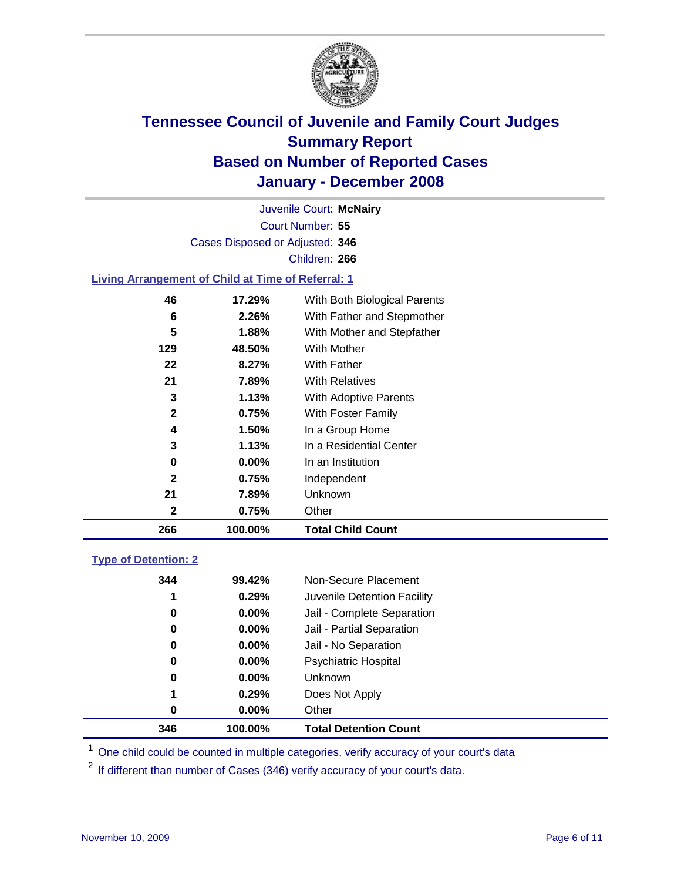# Tennessee Council of Juvenile and Family Court Judges
## Summary Report
## Based on Number of Reported Cases
## January - December 2008

Juvenile Court: **McNairy**
Court Number: **55**
Cases Disposed or Adjusted: **346**
Children: **266**

### Living Arrangement of Child at Time of Referral: 1

| Count | Percent | Category |
|---|---|---|
| 46 | 17.29% | With Both Biological Parents |
| 6 | 2.26% | With Father and Stepmother |
| 5 | 1.88% | With Mother and Stepfather |
| 129 | 48.50% | With Mother |
| 22 | 8.27% | With Father |
| 21 | 7.89% | With Relatives |
| 3 | 1.13% | With Adoptive Parents |
| 2 | 0.75% | With Foster Family |
| 4 | 1.50% | In a Group Home |
| 3 | 1.13% | In a Residential Center |
| 0 | 0.00% | In an Institution |
| 2 | 0.75% | Independent |
| 21 | 7.89% | Unknown |
| 2 | 0.75% | Other |
| **266** | **100.00%** | **Total Child Count** |

### Type of Detention: 2

| Count | Percent | Category |
|---|---|---|
| 344 | 99.42% | Non-Secure Placement |
| 1 | 0.29% | Juvenile Detention Facility |
| 0 | 0.00% | Jail - Complete Separation |
| 0 | 0.00% | Jail - Partial Separation |
| 0 | 0.00% | Jail - No Separation |
| 0 | 0.00% | Psychiatric Hospital |
| 0 | 0.00% | Unknown |
| 1 | 0.29% | Does Not Apply |
| 0 | 0.00% | Other |
| **346** | **100.00%** | **Total Detention Count** |

[1] One child could be counted in multiple categories, verify accuracy of your court's data

[2] If different than number of Cases (346) verify accuracy of your court's data.

November 10, 2009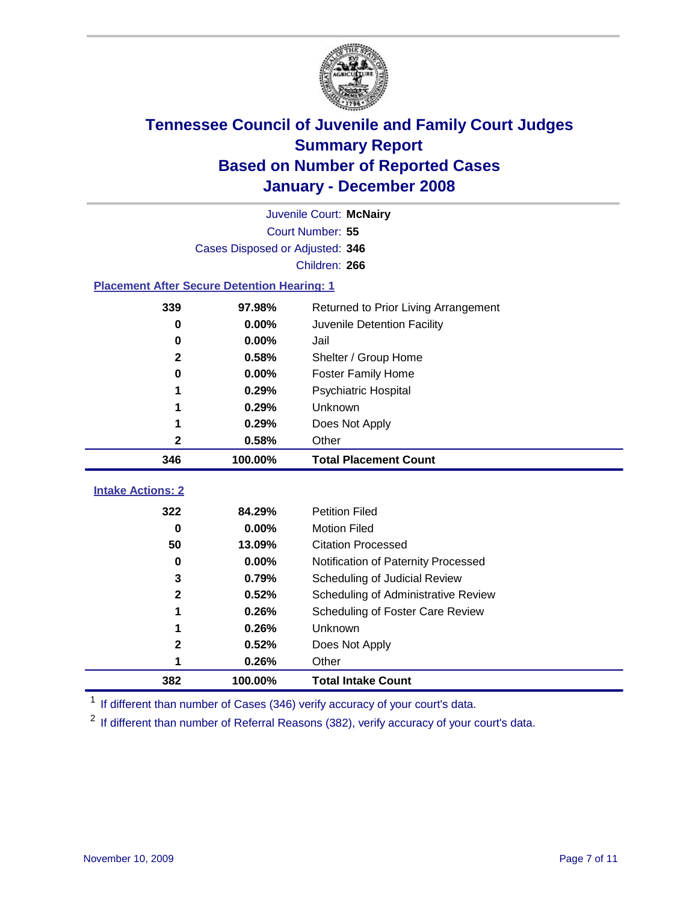# Tennessee Council of Juvenile and Family Court Judges
## Summary Report
## Based on Number of Reported Cases
## January - December 2008

Juvenile Court: **McNairy**

Court Number: **55**

Cases Disposed or Adjusted: **346**

Children: **266**

### Placement After Secure Detention Hearing: 1

| Count | Percent | Placement |
|---|---|---|
| 339 | 97.98% | Returned to Prior Living Arrangement |
| 0 | 0.00% | Juvenile Detention Facility |
| 0 | 0.00% | Jail |
| 2 | 0.58% | Shelter / Group Home |
| 0 | 0.00% | Foster Family Home |
| 1 | 0.29% | Psychiatric Hospital |
| 1 | 0.29% | Unknown |
| 1 | 0.29% | Does Not Apply |
| 2 | 0.58% | Other |
| **346** | **100.00%** | **Total Placement Count** |

### Intake Actions: 2

| Count | Percent | Intake Action |
|---|---|---|
| 322 | 84.29% | Petition Filed |
| 0 | 0.00% | Motion Filed |
| 50 | 13.09% | Citation Processed |
| 0 | 0.00% | Notification of Paternity Processed |
| 3 | 0.79% | Scheduling of Judicial Review |
| 2 | 0.52% | Scheduling of Administrative Review |
| 1 | 0.26% | Scheduling of Foster Care Review |
| 1 | 0.26% | Unknown |
| 2 | 0.52% | Does Not Apply |
| 1 | 0.26% | Other |
| **382** | **100.00%** | **Total Intake Count** |

[1] If different than number of Cases (346) verify accuracy of your court's data.

[2] If different than number of Referral Reasons (382), verify accuracy of your court's data.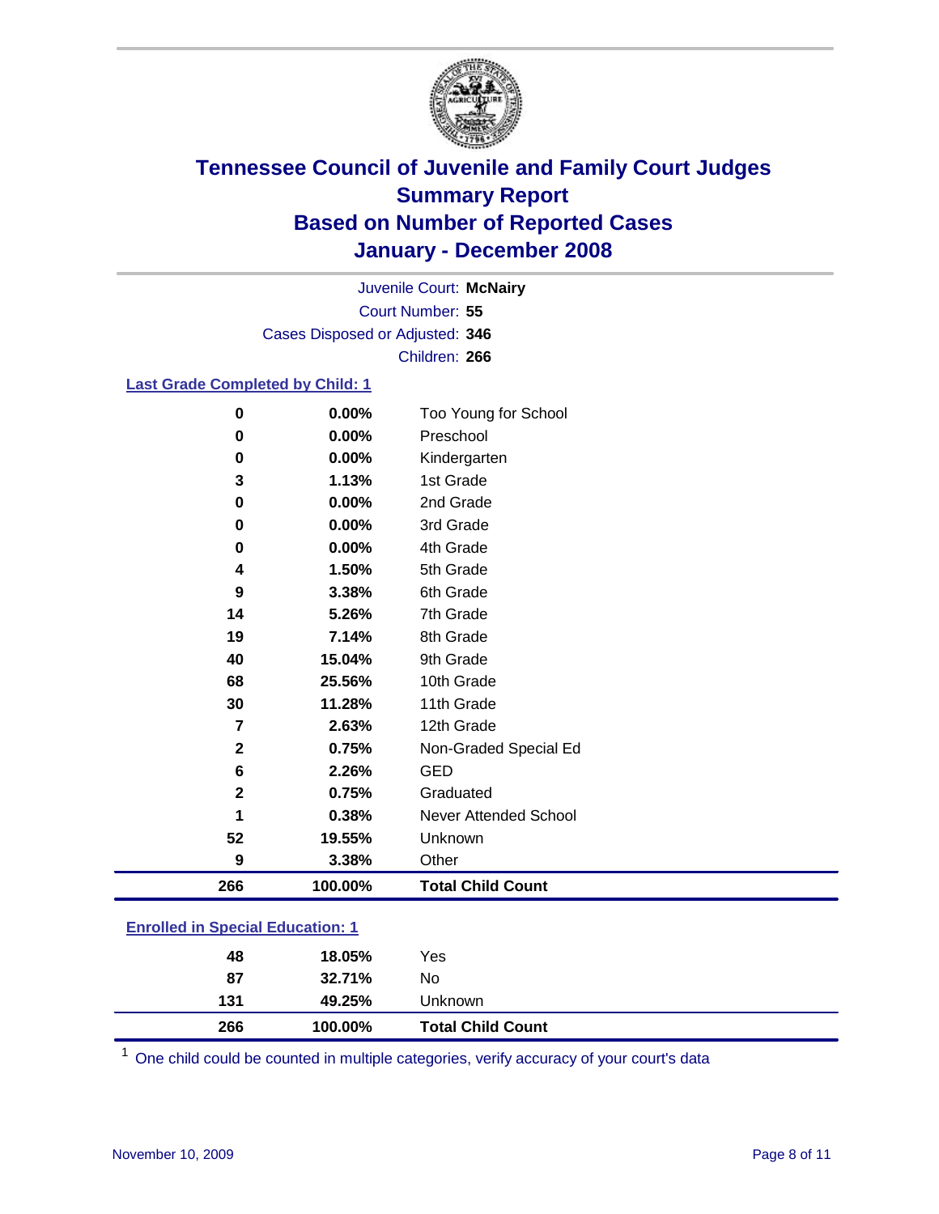# Tennessee Council of Juvenile and Family Court Judges
## Summary Report
## Based on Number of Reported Cases
## January - December 2008

Juvenile Court: **McNairy**
Court Number: **55**
Cases Disposed or Adjusted: **346**
Children: **266**

### Last Grade Completed by Child: 1

| | | |
|---|---|---|
| 0 | 0.00% | Too Young for School |
| 0 | 0.00% | Preschool |
| 0 | 0.00% | Kindergarten |
| 3 | 1.13% | 1st Grade |
| 0 | 0.00% | 2nd Grade |
| 0 | 0.00% | 3rd Grade |
| 0 | 0.00% | 4th Grade |
| 4 | 1.50% | 5th Grade |
| 9 | 3.38% | 6th Grade |
| 14 | 5.26% | 7th Grade |
| 19 | 7.14% | 8th Grade |
| 40 | 15.04% | 9th Grade |
| 68 | 25.56% | 10th Grade |
| 30 | 11.28% | 11th Grade |
| 7 | 2.63% | 12th Grade |
| 2 | 0.75% | Non-Graded Special Ed |
| 6 | 2.26% | GED |
| 2 | 0.75% | Graduated |
| 1 | 0.38% | Never Attended School |
| 52 | 19.55% | Unknown |
| 9 | 3.38% | Other |
| **266** | **100.00%** | **Total Child Count** |

### Enrolled in Special Education: 1

| | | |
|---|---|---|
| 48 | 18.05% | Yes |
| 87 | 32.71% | No |
| 131 | 49.25% | Unknown |
| **266** | **100.00%** | **Total Child Count** |

[1] One child could be counted in multiple categories, verify accuracy of your court's data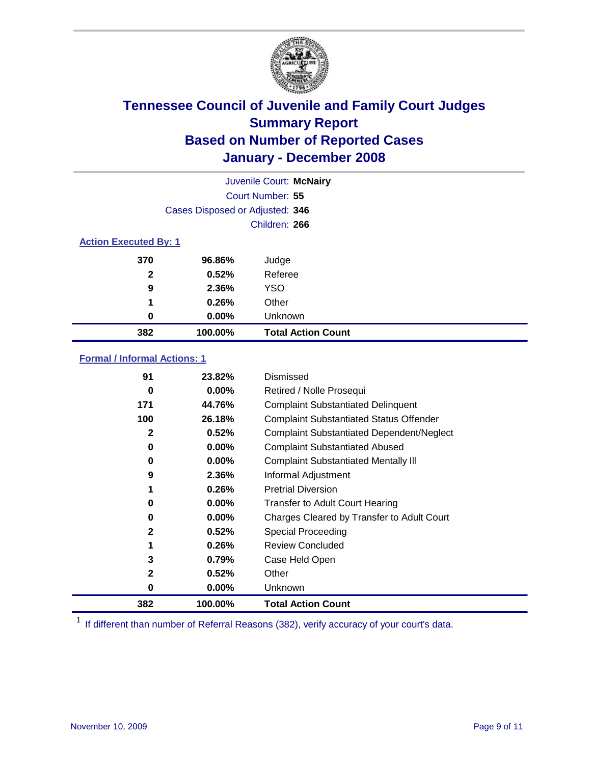# Tennessee Council of Juvenile and Family Court Judges
## Summary Report
## Based on Number of Reported Cases
## January - December 2008

Juvenile Court: **McNairy**
Court Number: **55**
Cases Disposed or Adjusted: **346**
Children: **266**

### Action Executed By: 1

| | | |
|---|---|---|
| 370 | 96.86% | Judge |
| 2 | 0.52% | Referee |
| 9 | 2.36% | YSO |
| 1 | 0.26% | Other |
| 0 | 0.00% | Unknown |
| **382** | **100.00%** | **Total Action Count** |

### Formal / Informal Actions: 1

| | | |
|---|---|---|
| 91 | 23.82% | Dismissed |
| 0 | 0.00% | Retired / Nolle Prosequi |
| 171 | 44.76% | Complaint Substantiated Delinquent |
| 100 | 26.18% | Complaint Substantiated Status Offender |
| 2 | 0.52% | Complaint Substantiated Dependent/Neglect |
| 0 | 0.00% | Complaint Substantiated Abused |
| 0 | 0.00% | Complaint Substantiated Mentally Ill |
| 9 | 2.36% | Informal Adjustment |
| 1 | 0.26% | Pretrial Diversion |
| 0 | 0.00% | Transfer to Adult Court Hearing |
| 0 | 0.00% | Charges Cleared by Transfer to Adult Court |
| 2 | 0.52% | Special Proceeding |
| 1 | 0.26% | Review Concluded |
| 3 | 0.79% | Case Held Open |
| 2 | 0.52% | Other |
| 0 | 0.00% | Unknown |
| **382** | **100.00%** | **Total Action Count** |

[1] If different than number of Referral Reasons (382), verify accuracy of your court's data.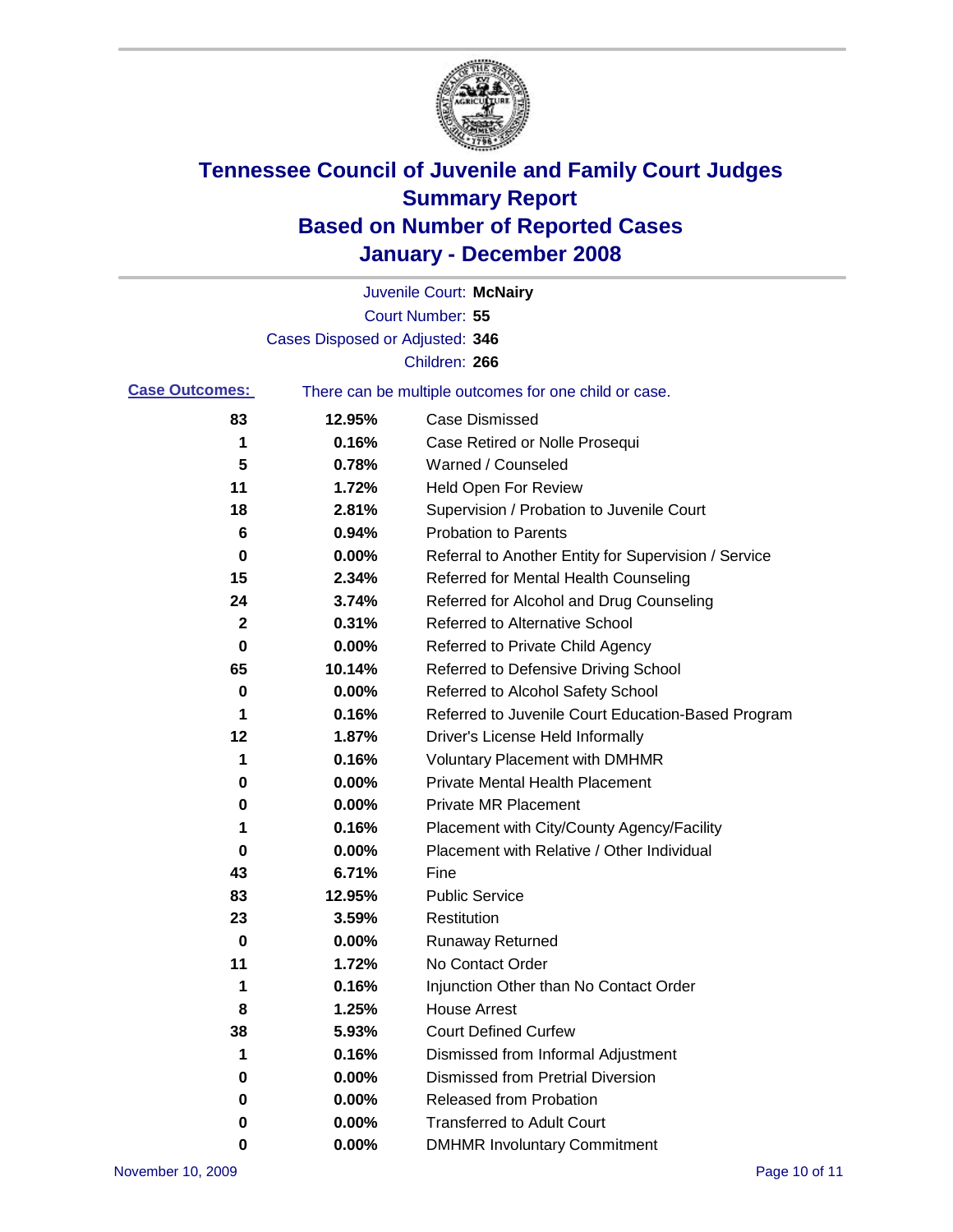# Tennessee Council of Juvenile and Family Court Judges
## Summary Report
## Based on Number of Reported Cases
## January - December 2008

Juvenile Court: **McNairy**

Court Number: **55**

Cases Disposed or Adjusted: **346**

Children: **266**

**Case Outcomes:** There can be multiple outcomes for one child or case.

| Count | Percent | Outcome |
|---|---|---|
| 83 | 12.95% | Case Dismissed |
| 1 | 0.16% | Case Retired or Nolle Prosequi |
| 5 | 0.78% | Warned / Counseled |
| 11 | 1.72% | Held Open For Review |
| 18 | 2.81% | Supervision / Probation to Juvenile Court |
| 6 | 0.94% | Probation to Parents |
| 0 | 0.00% | Referral to Another Entity for Supervision / Service |
| 15 | 2.34% | Referred for Mental Health Counseling |
| 24 | 3.74% | Referred for Alcohol and Drug Counseling |
| 2 | 0.31% | Referred to Alternative School |
| 0 | 0.00% | Referred to Private Child Agency |
| 65 | 10.14% | Referred to Defensive Driving School |
| 0 | 0.00% | Referred to Alcohol Safety School |
| 1 | 0.16% | Referred to Juvenile Court Education-Based Program |
| 12 | 1.87% | Driver's License Held Informally |
| 1 | 0.16% | Voluntary Placement with DMHMR |
| 0 | 0.00% | Private Mental Health Placement |
| 0 | 0.00% | Private MR Placement |
| 1 | 0.16% | Placement with City/County Agency/Facility |
| 0 | 0.00% | Placement with Relative / Other Individual |
| 43 | 6.71% | Fine |
| 83 | 12.95% | Public Service |
| 23 | 3.59% | Restitution |
| 0 | 0.00% | Runaway Returned |
| 11 | 1.72% | No Contact Order |
| 1 | 0.16% | Injunction Other than No Contact Order |
| 8 | 1.25% | House Arrest |
| 38 | 5.93% | Court Defined Curfew |
| 1 | 0.16% | Dismissed from Informal Adjustment |
| 0 | 0.00% | Dismissed from Pretrial Diversion |
| 0 | 0.00% | Released from Probation |
| 0 | 0.00% | Transferred to Adult Court |
| 0 | 0.00% | DMHMR Involuntary Commitment |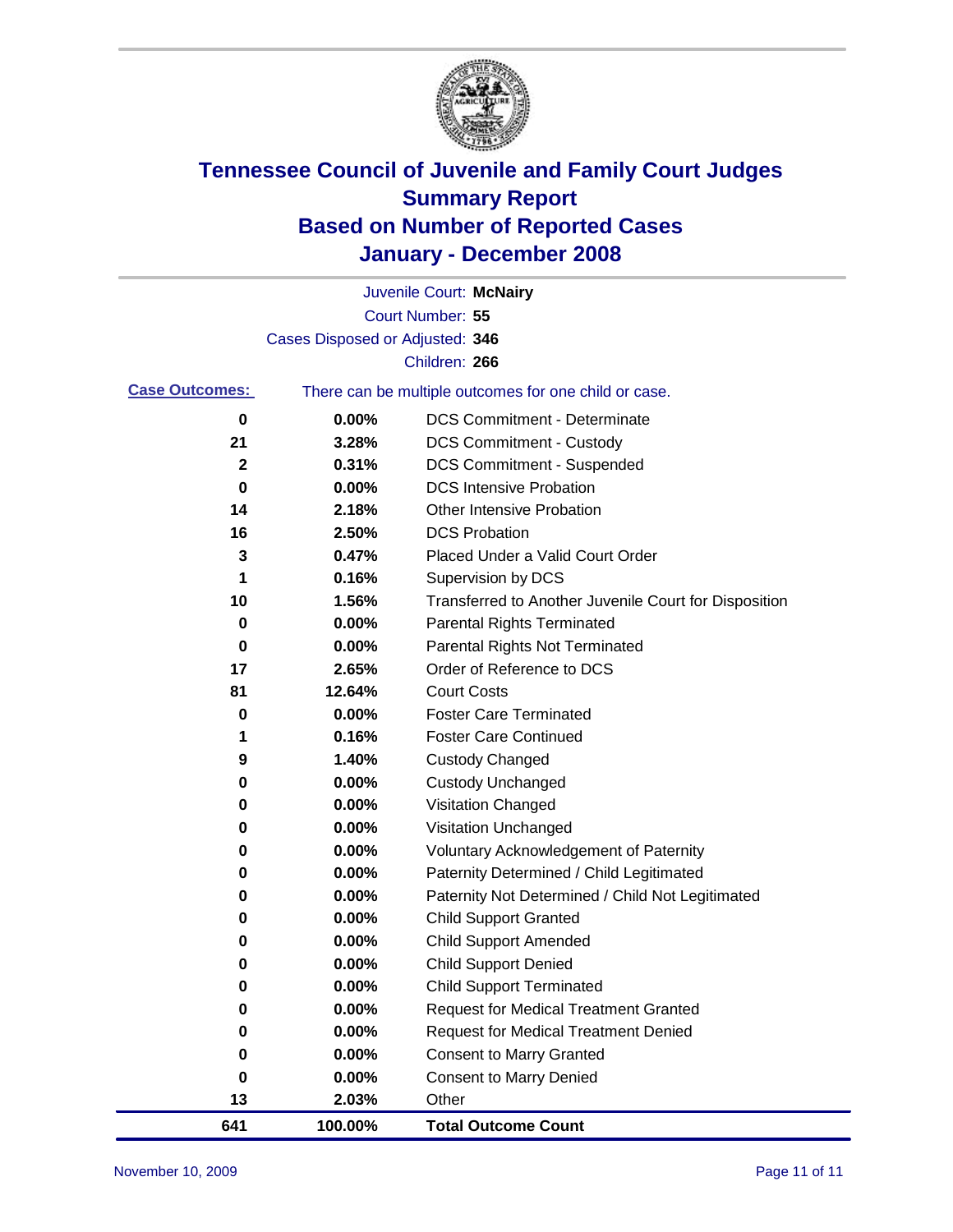# Tennessee Council of Juvenile and Family Court Judges
## Summary Report
## Based on Number of Reported Cases
## January - December 2008

Juvenile Court: **McNairy**

Court Number: **55**

Cases Disposed or Adjusted: **346**

Children: **266**

**Case Outcomes:** There can be multiple outcomes for one child or case.

| | | |
|---|---|---|
| 0 | 0.00% | DCS Commitment - Determinate |
| 21 | 3.28% | DCS Commitment - Custody |
| 2 | 0.31% | DCS Commitment - Suspended |
| 0 | 0.00% | DCS Intensive Probation |
| 14 | 2.18% | Other Intensive Probation |
| 16 | 2.50% | DCS Probation |
| 3 | 0.47% | Placed Under a Valid Court Order |
| 1 | 0.16% | Supervision by DCS |
| 10 | 1.56% | Transferred to Another Juvenile Court for Disposition |
| 0 | 0.00% | Parental Rights Terminated |
| 0 | 0.00% | Parental Rights Not Terminated |
| 17 | 2.65% | Order of Reference to DCS |
| 81 | 12.64% | Court Costs |
| 0 | 0.00% | Foster Care Terminated |
| 1 | 0.16% | Foster Care Continued |
| 9 | 1.40% | Custody Changed |
| 0 | 0.00% | Custody Unchanged |
| 0 | 0.00% | Visitation Changed |
| 0 | 0.00% | Visitation Unchanged |
| 0 | 0.00% | Voluntary Acknowledgement of Paternity |
| 0 | 0.00% | Paternity Determined / Child Legitimated |
| 0 | 0.00% | Paternity Not Determined / Child Not Legitimated |
| 0 | 0.00% | Child Support Granted |
| 0 | 0.00% | Child Support Amended |
| 0 | 0.00% | Child Support Denied |
| 0 | 0.00% | Child Support Terminated |
| 0 | 0.00% | Request for Medical Treatment Granted |
| 0 | 0.00% | Request for Medical Treatment Denied |
| 0 | 0.00% | Consent to Marry Granted |
| 0 | 0.00% | Consent to Marry Denied |
| 13 | 2.03% | Other |
| **641** | **100.00%** | **Total Outcome Count** |